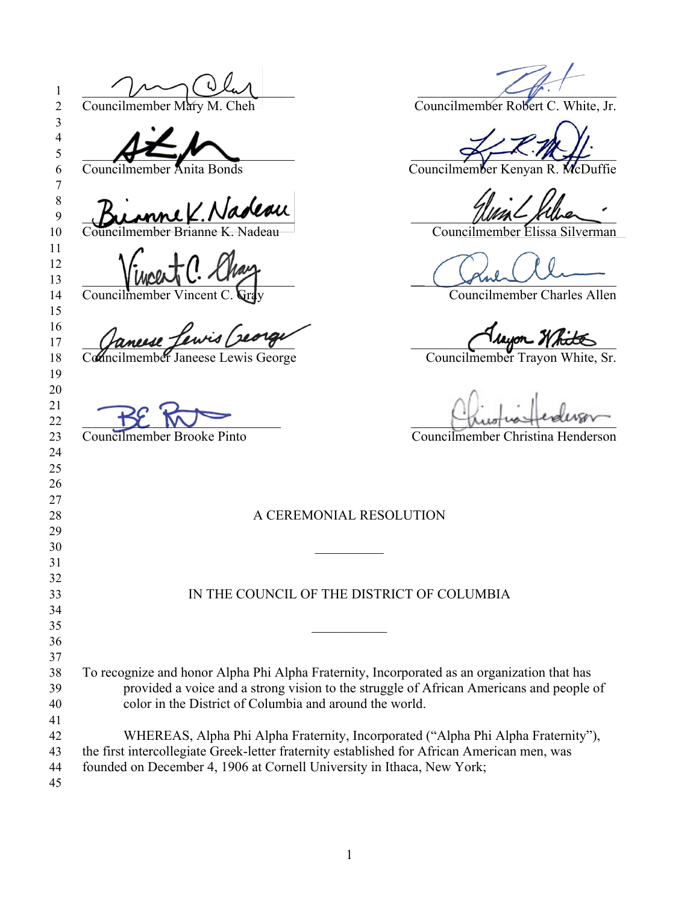Councilmember Mary M. Cheh

Councilmember Robert C. White, Jr.

Councilmember Anita Bonds

Councilmember Kenyan R. McDuffie

Councilmember Brianne K. Nadeau

Councilmember Elissa Silverman

Councilmember Vincent C. Gray

Councilmember Charles Allen

Councilmember Janeese Lewis George

Councilmember Trayon White, Sr.

Councilmember Brooke Pinto

Councilmember Christina Henderson

A CEREMONIAL RESOLUTION

IN THE COUNCIL OF THE DISTRICT OF COLUMBIA

To recognize and honor Alpha Phi Alpha Fraternity, Incorporated as an organization that has provided a voice and a strong vision to the struggle of African Americans and people of color in the District of Columbia and around the world.

WHEREAS, Alpha Phi Alpha Fraternity, Incorporated ("Alpha Phi Alpha Fraternity"), the first intercollegiate Greek-letter fraternity established for African American men, was founded on December 4, 1906 at Cornell University in Ithaca, New York;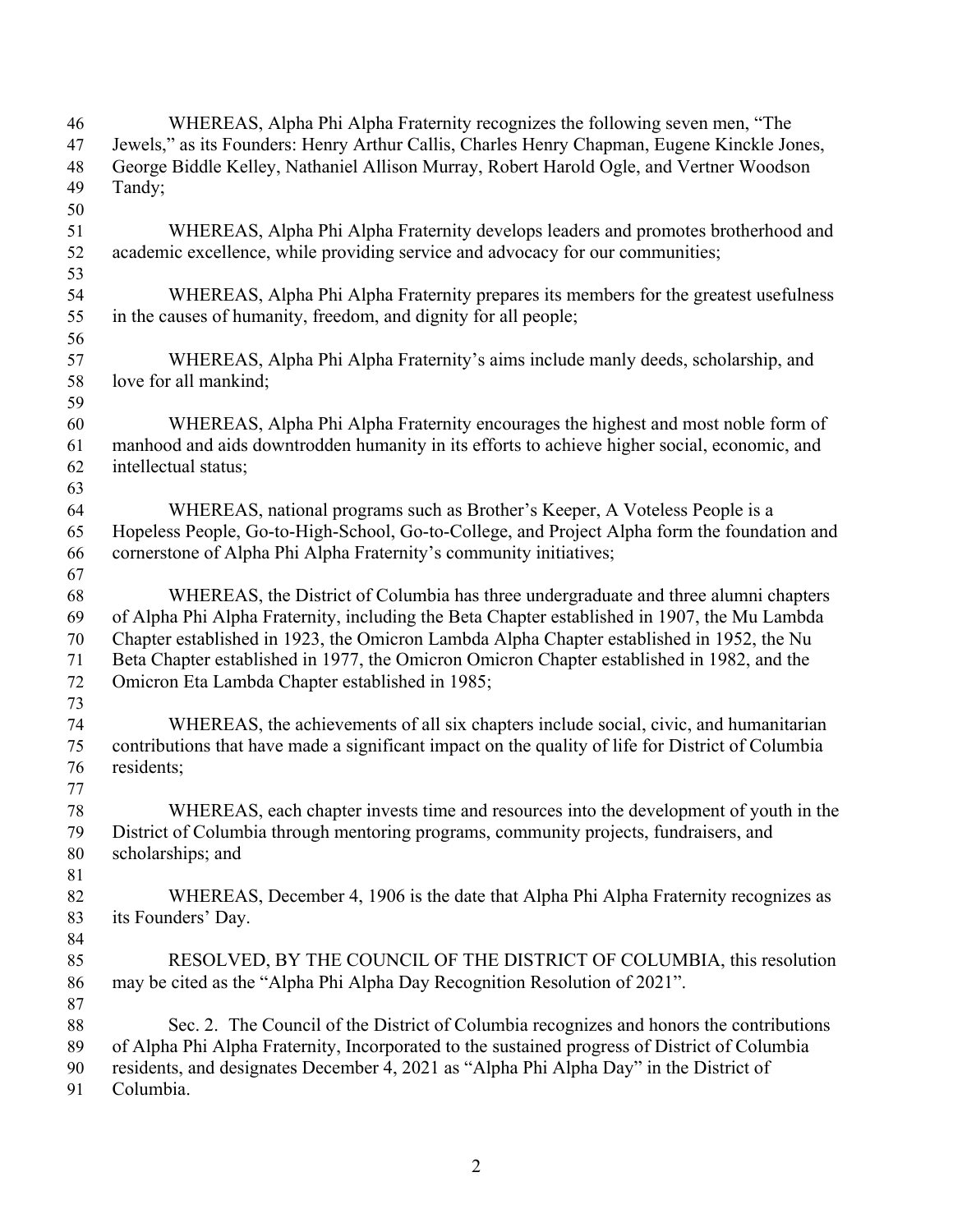WHEREAS, Alpha Phi Alpha Fraternity recognizes the following seven men, "The Jewels," as its Founders: Henry Arthur Callis, Charles Henry Chapman, Eugene Kinckle Jones, George Biddle Kelley, Nathaniel Allison Murray, Robert Harold Ogle, and Vertner Woodson Tandy;

WHEREAS, Alpha Phi Alpha Fraternity develops leaders and promotes brotherhood and academic excellence, while providing service and advocacy for our communities;

WHEREAS, Alpha Phi Alpha Fraternity prepares its members for the greatest usefulness in the causes of humanity, freedom, and dignity for all people;

WHEREAS, Alpha Phi Alpha Fraternity's aims include manly deeds, scholarship, and love for all mankind;

WHEREAS, Alpha Phi Alpha Fraternity encourages the highest and most noble form of manhood and aids downtrodden humanity in its efforts to achieve higher social, economic, and intellectual status;

WHEREAS, national programs such as Brother's Keeper, A Voteless People is a Hopeless People, Go-to-High-School, Go-to-College, and Project Alpha form the foundation and cornerstone of Alpha Phi Alpha Fraternity's community initiatives;

WHEREAS, the District of Columbia has three undergraduate and three alumni chapters of Alpha Phi Alpha Fraternity, including the Beta Chapter established in 1907, the Mu Lambda Chapter established in 1923, the Omicron Lambda Alpha Chapter established in 1952, the Nu Beta Chapter established in 1977, the Omicron Omicron Chapter established in 1982, and the Omicron Eta Lambda Chapter established in 1985;

WHEREAS, the achievements of all six chapters include social, civic, and humanitarian contributions that have made a significant impact on the quality of life for District of Columbia residents;

WHEREAS, each chapter invests time and resources into the development of youth in the District of Columbia through mentoring programs, community projects, fundraisers, and scholarships; and

WHEREAS, December 4, 1906 is the date that Alpha Phi Alpha Fraternity recognizes as its Founders' Day.

RESOLVED, BY THE COUNCIL OF THE DISTRICT OF COLUMBIA, this resolution may be cited as the "Alpha Phi Alpha Day Recognition Resolution of 2021".

Sec. 2. The Council of the District of Columbia recognizes and honors the contributions of Alpha Phi Alpha Fraternity, Incorporated to the sustained progress of District of Columbia residents, and designates December 4, 2021 as "Alpha Phi Alpha Day" in the District of Columbia.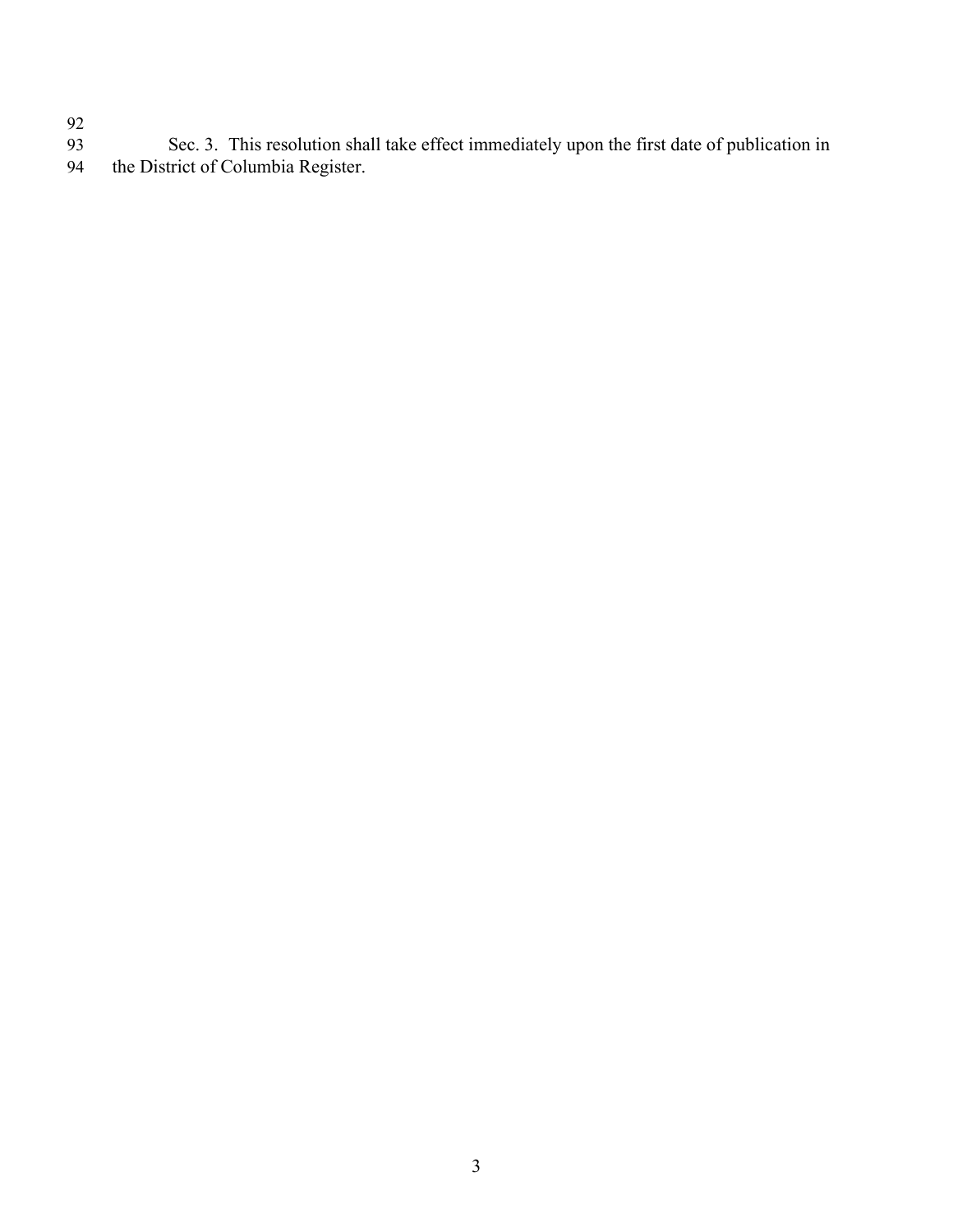Sec. 3. This resolution shall take effect immediately upon the first date of publication in the District of Columbia Register.